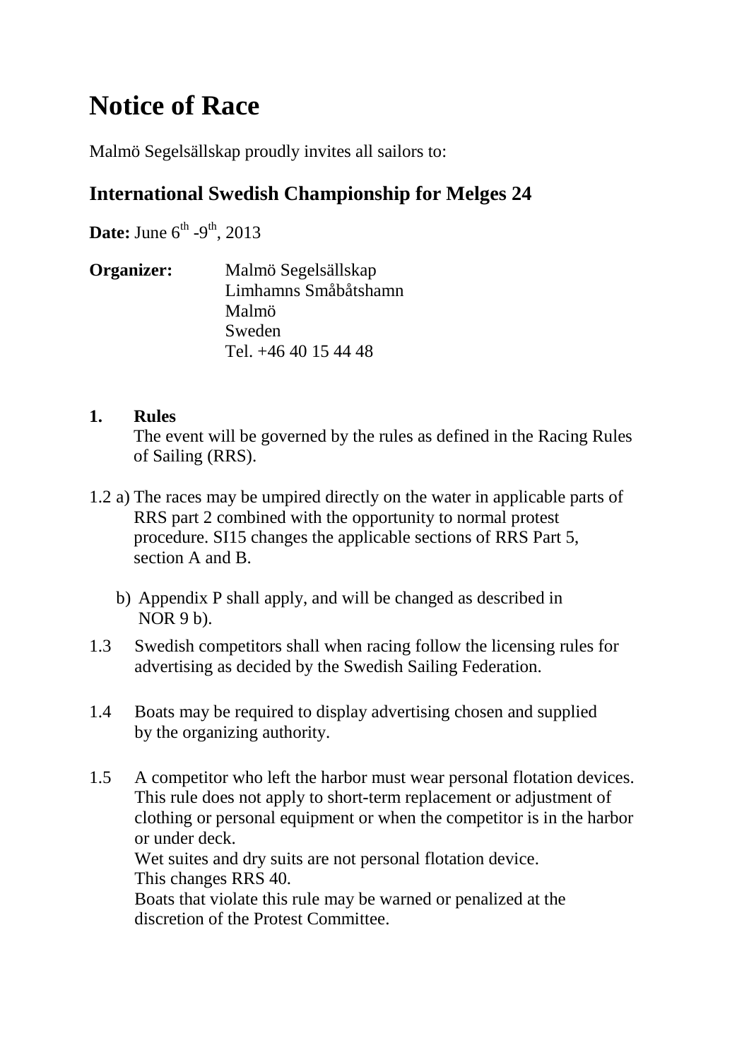# Notice of Race

Malmö Segelsällskap proudly invites all sailors to:

## International Swedish Championship for Melges 24

**Date:** June 6th -9th, 2013

**Organizer:** Malmö Segelsällskap
Limhamns Småbåtshamn
Malmö
Sweden
Tel. +46 40 15 44 48

**1. Rules**

The event will be governed by the rules as defined in the Racing Rules of Sailing (RRS).

1.2 a) The races may be umpired directly on the water in applicable parts of RRS part 2 combined with the opportunity to normal protest procedure. SI15 changes the applicable sections of RRS Part 5, section A and B.

b) Appendix P shall apply, and will be changed as described in NOR 9 b).

1.3 Swedish competitors shall when racing follow the licensing rules for advertising as decided by the Swedish Sailing Federation.

1.4 Boats may be required to display advertising chosen and supplied by the organizing authority.

1.5 A competitor who left the harbor must wear personal flotation devices. This rule does not apply to short-term replacement or adjustment of clothing or personal equipment or when the competitor is in the harbor or under deck.
Wet suites and dry suits are not personal flotation device.
This changes RRS 40.
Boats that violate this rule may be warned or penalized at the discretion of the Protest Committee.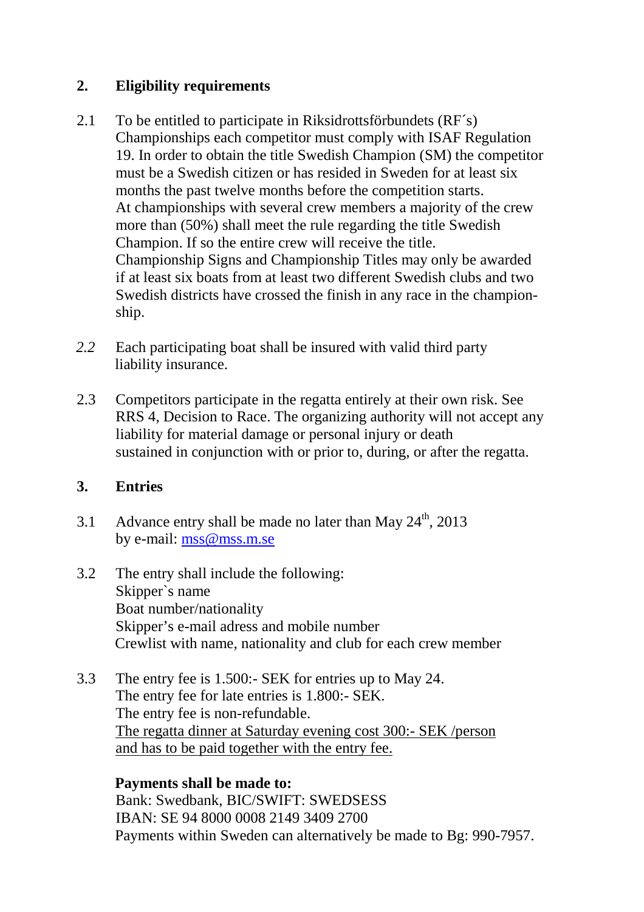## 2. Eligibility requirements

2.1 To be entitled to participate in Riksidrottsförbundets (RF´s) Championships each competitor must comply with ISAF Regulation 19. In order to obtain the title Swedish Champion (SM) the competitor must be a Swedish citizen or has resided in Sweden for at least six months the past twelve months before the competition starts.
At championships with several crew members a majority of the crew more than (50%) shall meet the rule regarding the title Swedish Champion. If so the entire crew will receive the title.
Championship Signs and Championship Titles may only be awarded if at least six boats from at least two different Swedish clubs and two Swedish districts have crossed the finish in any race in the championship.

*2.2* Each participating boat shall be insured with valid third party liability insurance.

2.3 Competitors participate in the regatta entirely at their own risk. See RRS 4, Decision to Race. The organizing authority will not accept any liability for material damage or personal injury or death sustained in conjunction with or prior to, during, or after the regatta.

## 3. Entries

3.1 Advance entry shall be made no later than May 24th, 2013 by e-mail: mss@mss.m.se

3.2 The entry shall include the following:
Skipper`s name
Boat number/nationality
Skipper's e-mail adress and mobile number
Crewlist with name, nationality and club for each crew member

3.3 The entry fee is 1.500:- SEK for entries up to May 24.
The entry fee for late entries is 1.800:- SEK.
The entry fee is non-refundable.
The regatta dinner at Saturday evening cost 300:- SEK /person and has to be paid together with the entry fee.

**Payments shall be made to:**
Bank: Swedbank, BIC/SWIFT: SWEDSESS
IBAN: SE 94 8000 0008 2149 3409 2700
Payments within Sweden can alternatively be made to Bg: 990-7957.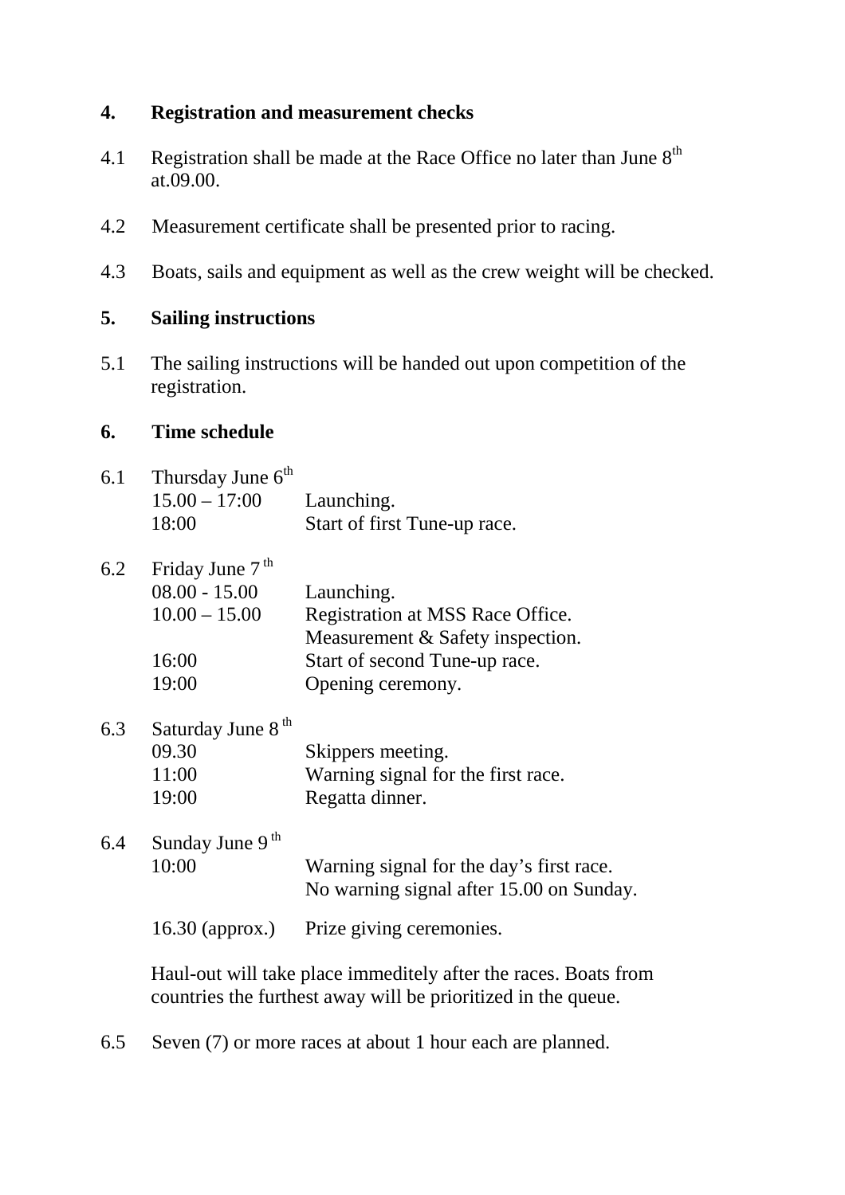## 4. Registration and measurement checks

4.1 Registration shall be made at the Race Office no later than June 8th at.09.00.

4.2 Measurement certificate shall be presented prior to racing.

4.3 Boats, sails and equipment as well as the crew weight will be checked.

## 5. Sailing instructions

5.1 The sailing instructions will be handed out upon competition of the registration.

## 6. Time schedule

6.1 Thursday June 6th

| | |
|---|---|
| 15.00 – 17:00 | Launching. |
| 18:00 | Start of first Tune-up race. |

6.2 Friday June 7th

| | |
|---|---|
| 08.00 - 15.00 | Launching. |
| 10.00 – 15.00 | Registration at MSS Race Office. Measurement & Safety inspection. |
| 16:00 | Start of second Tune-up race. |
| 19:00 | Opening ceremony. |

6.3 Saturday June 8th

| | |
|---|---|
| 09.30 | Skippers meeting. |
| 11:00 | Warning signal for the first race. |
| 19:00 | Regatta dinner. |

6.4 Sunday June 9th

| | |
|---|---|
| 10:00 | Warning signal for the day's first race. No warning signal after 15.00 on Sunday. |
| 16.30 (approx.) | Prize giving ceremonies. |

Haul-out will take place immeditely after the races. Boats from countries the furthest away will be prioritized in the queue.

6.5 Seven (7) or more races at about 1 hour each are planned.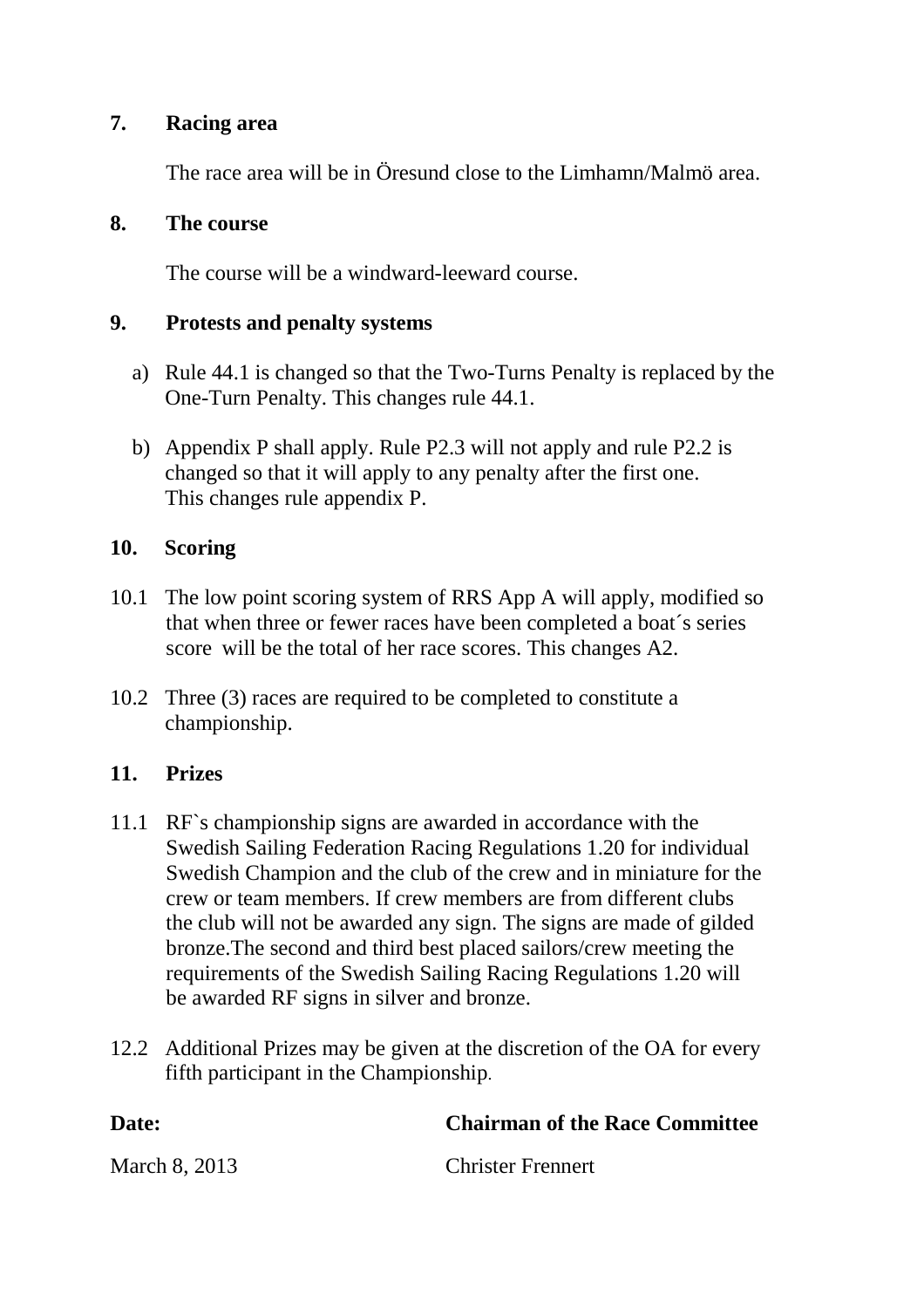## 7. Racing area

The race area will be in Öresund close to the Limhamn/Malmö area.

## 8. The course

The course will be a windward-leeward course.

## 9. Protests and penalty systems

a) Rule 44.1 is changed so that the Two-Turns Penalty is replaced by the One-Turn Penalty. This changes rule 44.1.

b) Appendix P shall apply. Rule P2.3 will not apply and rule P2.2 is changed so that it will apply to any penalty after the first one. This changes rule appendix P.

## 10. Scoring

10.1 The low point scoring system of RRS App A will apply, modified so that when three or fewer races have been completed a boat´s series score will be the total of her race scores. This changes A2.

10.2 Three (3) races are required to be completed to constitute a championship.

## 11. Prizes

11.1 RF`s championship signs are awarded in accordance with the Swedish Sailing Federation Racing Regulations 1.20 for individual Swedish Champion and the club of the crew and in miniature for the crew or team members. If crew members are from different clubs the club will not be awarded any sign. The signs are made of gilded bronze.The second and third best placed sailors/crew meeting the requirements of the Swedish Sailing Racing Regulations 1.20 will be awarded RF signs in silver and bronze.

12.2 Additional Prizes may be given at the discretion of the OA for every fifth participant in the Championship.

| **Date:** | **Chairman of the Race Committee** |
|---|---|
| March 8, 2013 | Christer Frennert |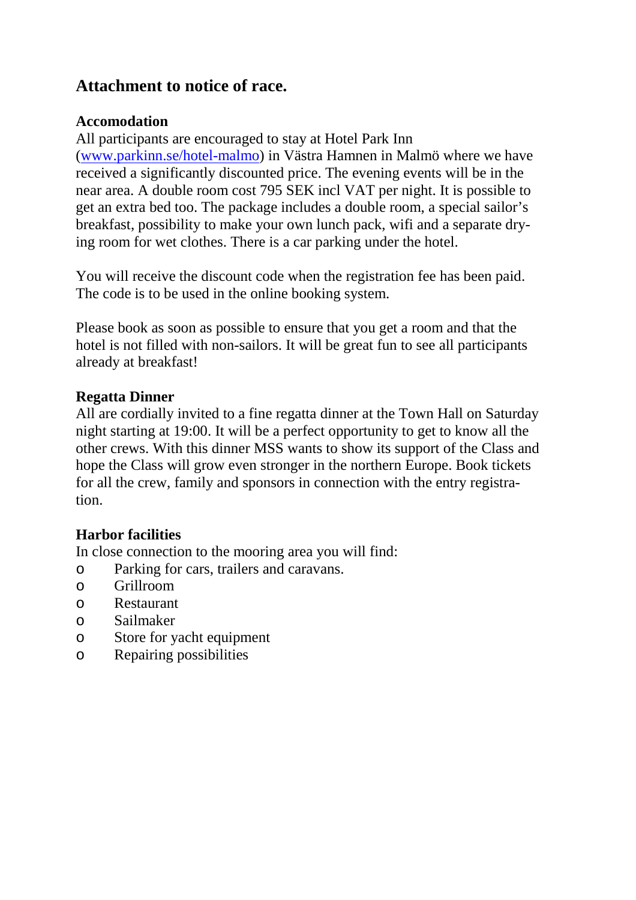## Attachment to notice of race.

### Accomodation

All participants are encouraged to stay at Hotel Park Inn ([www.parkinn.se/hotel-malmo](http://www.parkinn.se/hotel-malmo)) in Västra Hamnen in Malmö where we have received a significantly discounted price. The evening events will be in the near area. A double room cost 795 SEK incl VAT per night. It is possible to get an extra bed too. The package includes a double room, a special sailor's breakfast, possibility to make your own lunch pack, wifi and a separate drying room for wet clothes. There is a car parking under the hotel.

You will receive the discount code when the registration fee has been paid. The code is to be used in the online booking system.

Please book as soon as possible to ensure that you get a room and that the hotel is not filled with non-sailors. It will be great fun to see all participants already at breakfast!

### Regatta Dinner

All are cordially invited to a fine regatta dinner at the Town Hall on Saturday night starting at 19:00. It will be a perfect opportunity to get to know all the other crews. With this dinner MSS wants to show its support of the Class and hope the Class will grow even stronger in the northern Europe. Book tickets for all the crew, family and sponsors in connection with the entry registration.

### Harbor facilities

In close connection to the mooring area you will find:

- Parking for cars, trailers and caravans.
- Grillroom
- Restaurant
- Sailmaker
- Store for yacht equipment
- Repairing possibilities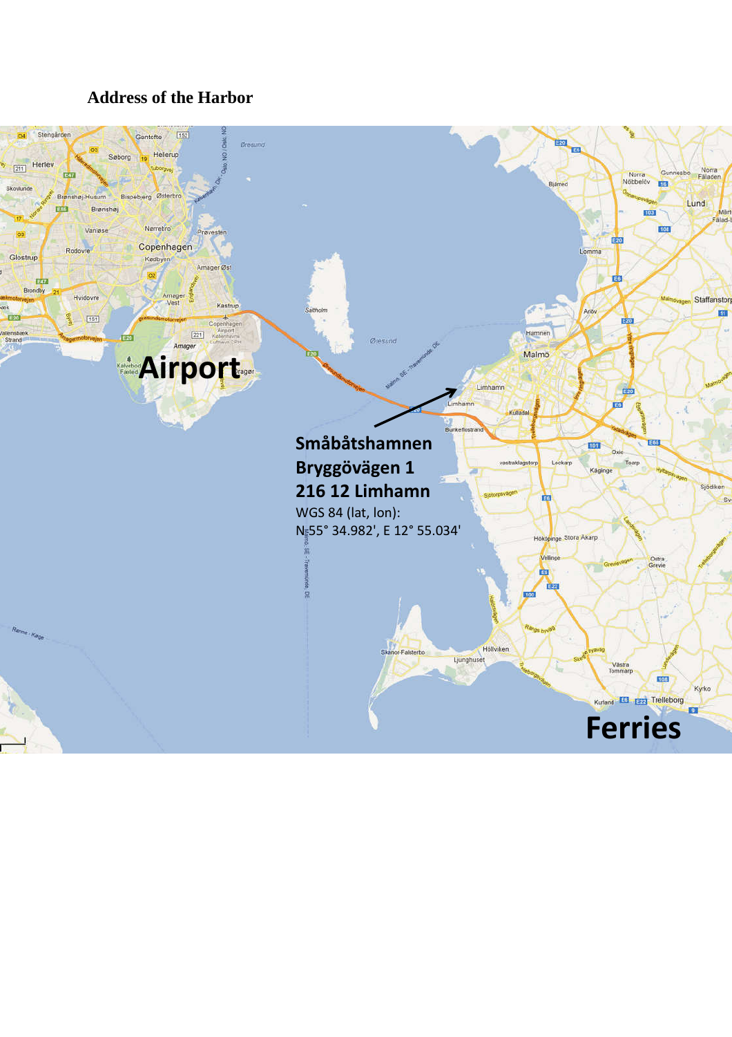**Address of the Harbor**

Airport

**Småbåtshamnen**
**Bryggövägen 1**
**216 12 Limhamn**

WGS 84 (lat, lon):
N 55° 34.982', E 12° 55.034'

Ferries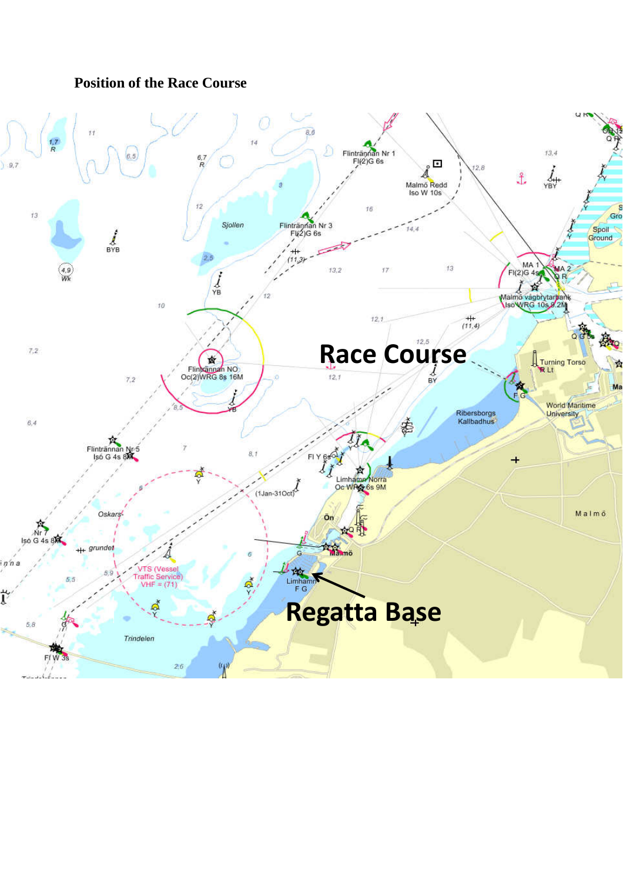**Position of the Race Course**

Race Course

Regatta Base